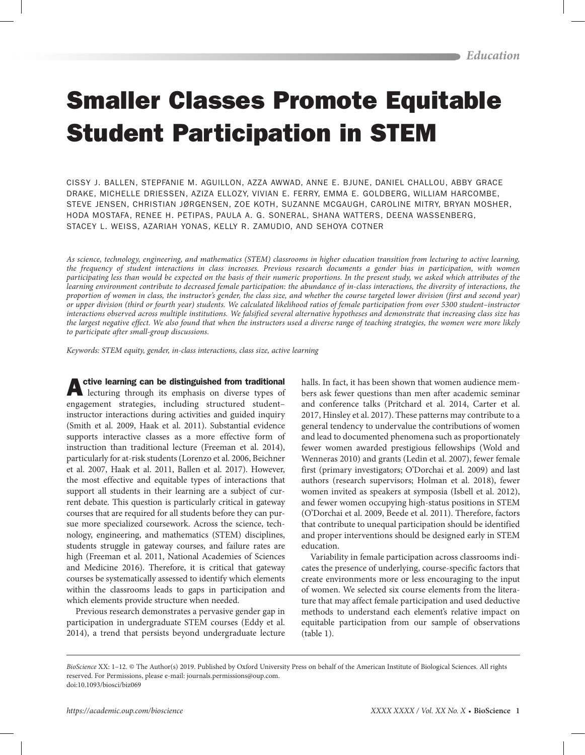# Smaller Classes Promote Equitable Student Participation in STEM

CISSY J. BALLEN, STEPFANIE M. AGUILLON, AZZA AWWAD, ANNE E. BJUNE, DANIEL CHALLOU, ABBY GRACE DRAKE, MICHELLE DRIESSEN, AZIZA ELLOZY, VIVIAN E. FERRY, EMMA E. GOLDBERG, WILLIAM HARCOMBE, STEVE JENSEN, CHRISTIAN JØRGENSEN, ZOE KOTH, SUZANNE MCGAUGH, CAROLINE MITRY, BRYAN MOSHER, HODA MOSTAFA, RENEE H. PETIPAS, PAULA A. G. SONERAL, SHANA WATTERS, DEENA WASSENBERG, STACEY L. WEISS, AZARIAH YONAS, KELLY R. ZAMUDIO, AND SEHOYA COTNER

*As science, technology, engineering, and mathematics (STEM) classrooms in higher education transition from lecturing to active learning, the frequency of student interactions in class increases. Previous research documents a gender bias in participation, with women participating less than would be expected on the basis of their numeric proportions. In the present study, we asked which attributes of the learning environment contribute to decreased female participation: the abundance of in-class interactions, the diversity of interactions, the proportion of women in class, the instructor's gender, the class size, and whether the course targeted lower division (first and second year) or upper division (third or fourth year) students. We calculated likelihood ratios of female participation from over 5300 student–instructor interactions observed across multiple institutions. We falsified several alternative hypotheses and demonstrate that increasing class size has the largest negative effect. We also found that when the instructors used a diverse range of teaching strategies, the women were more likely to participate after small-group discussions.*

*Keywords: STEM equity, gender, in-class interactions, class size, active learning*

**Active learning can be distinguished from traditional** lecturing through its emphasis on diverse types of engagement strategies, including structured student–instructor interactions during activities and guided inquiry (Smith et al. 2009, Haak et al. 2011). Substantial evidence supports interactive classes as a more effective form of instruction than traditional lecture (Freeman et al. 2014), particularly for at-risk students (Lorenzo et al. 2006, Beichner et al. 2007, Haak et al. 2011, Ballen et al. 2017). However, the most effective and equitable types of interactions that support all students in their learning are a subject of current debate. This question is particularly critical in gateway courses that are required for all students before they can pursue more specialized coursework. Across the science, technology, engineering, and mathematics (STEM) disciplines, students struggle in gateway courses, and failure rates are high (Freeman et al. 2011, National Academies of Sciences and Medicine 2016). Therefore, it is critical that gateway courses be systematically assessed to identify which elements within the classrooms leads to gaps in participation and which elements provide structure when needed.

Previous research demonstrates a pervasive gender gap in participation in undergraduate STEM courses (Eddy et al. 2014), a trend that persists beyond undergraduate lecture halls. In fact, it has been shown that women audience members ask fewer questions than men after academic seminar and conference talks (Pritchard et al. 2014, Carter et al. 2017, Hinsley et al. 2017). These patterns may contribute to a general tendency to undervalue the contributions of women and lead to documented phenomena such as proportionately fewer women awarded prestigious fellowships (Wold and Wenneras 2010) and grants (Ledin et al. 2007), fewer female first (primary investigators; O'Dorchai et al. 2009) and last authors (research supervisors; Holman et al. 2018), fewer women invited as speakers at symposia (Isbell et al. 2012), and fewer women occupying high-status positions in STEM (O'Dorchai et al. 2009, Beede et al. 2011). Therefore, factors that contribute to unequal participation should be identified and proper interventions should be designed early in STEM education.

Variability in female participation across classrooms indicates the presence of underlying, course-specific factors that create environments more or less encouraging to the input of women. We selected six course elements from the literature that may affect female participation and used deductive methods to understand each element's relative impact on equitable participation from our sample of observations (table 1).

*BioScience* XX: 1–12. © The Author(s) 2019. Published by Oxford University Press on behalf of the American Institute of Biological Sciences. All rights reserved. For Permissions, please e-mail: journals.permissions@oup.com.
doi:10.1093/biosci/biz069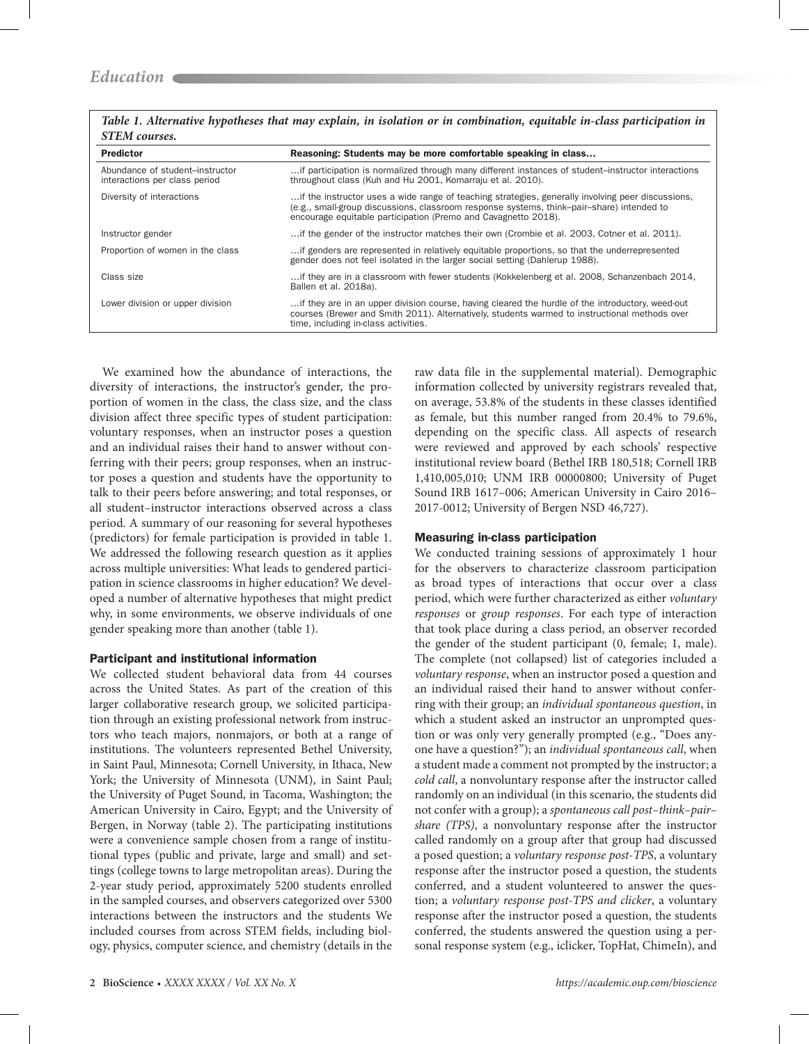*Table 1. Alternative hypotheses that may explain, in isolation or in combination, equitable in-class participation in STEM courses.*

| Predictor | Reasoning: Students may be more comfortable speaking in class… |
| --- | --- |
| Abundance of student–instructor interactions per class period | …if participation is normalized through many different instances of student–instructor interactions throughout class (Kuh and Hu 2001, Komarraju et al. 2010). |
| Diversity of interactions | …if the instructor uses a wide range of teaching strategies, generally involving peer discussions, (e.g., small-group discussions, classroom response systems, think–pair–share) intended to encourage equitable participation (Premo and Cavagnetto 2018). |
| Instructor gender | …if the gender of the instructor matches their own (Crombie et al. 2003, Cotner et al. 2011). |
| Proportion of women in the class | …if genders are represented in relatively equitable proportions, so that the underrepresented gender does not feel isolated in the larger social setting (Dahlerup 1988). |
| Class size | …if they are in a classroom with fewer students (Kokkelenberg et al. 2008, Schanzenbach 2014, Ballen et al. 2018a). |
| Lower division or upper division | …if they are in an upper division course, having cleared the hurdle of the introductory, weed-out courses (Brewer and Smith 2011). Alternatively, students warmed to instructional methods over time, including in-class activities. |

We examined how the abundance of interactions, the diversity of interactions, the instructor's gender, the proportion of women in the class, the class size, and the class division affect three specific types of student participation: voluntary responses, when an instructor poses a question and an individual raises their hand to answer without conferring with their peers; group responses, when an instructor poses a question and students have the opportunity to talk to their peers before answering; and total responses, or all student–instructor interactions observed across a class period. A summary of our reasoning for several hypotheses (predictors) for female participation is provided in table 1. We addressed the following research question as it applies across multiple universities: What leads to gendered participation in science classrooms in higher education? We developed a number of alternative hypotheses that might predict why, in some environments, we observe individuals of one gender speaking more than another (table 1).

### Participant and institutional information

We collected student behavioral data from 44 courses across the United States. As part of the creation of this larger collaborative research group, we solicited participation through an existing professional network from instructors who teach majors, nonmajors, or both at a range of institutions. The volunteers represented Bethel University, in Saint Paul, Minnesota; Cornell University, in Ithaca, New York; the University of Minnesota (UNM), in Saint Paul; the University of Puget Sound, in Tacoma, Washington; the American University in Cairo, Egypt; and the University of Bergen, in Norway (table 2). The participating institutions were a convenience sample chosen from a range of institutional types (public and private, large and small) and settings (college towns to large metropolitan areas). During the 2-year study period, approximately 5200 students enrolled in the sampled courses, and observers categorized over 5300 interactions between the instructors and the students We included courses from across STEM fields, including biology, physics, computer science, and chemistry (details in the raw data file in the supplemental material). Demographic information collected by university registrars revealed that, on average, 53.8% of the students in these classes identified as female, but this number ranged from 20.4% to 79.6%, depending on the specific class. All aspects of research were reviewed and approved by each schools' respective institutional review board (Bethel IRB 180,518; Cornell IRB 1,410,005,010; UNM IRB 00000800; University of Puget Sound IRB 1617–006; American University in Cairo 2016–2017-0012; University of Bergen NSD 46,727).

### Measuring in-class participation

We conducted training sessions of approximately 1 hour for the observers to characterize classroom participation as broad types of interactions that occur over a class period, which were further characterized as either *voluntary responses* or *group responses*. For each type of interaction that took place during a class period, an observer recorded the gender of the student participant (0, female; 1, male). The complete (not collapsed) list of categories included a *voluntary response*, when an instructor posed a question and an individual raised their hand to answer without conferring with their group; an *individual spontaneous question*, in which a student asked an instructor an unprompted question or was only very generally prompted (e.g., "Does anyone have a question?"); an *individual spontaneous call*, when a student made a comment not prompted by the instructor; a *cold call*, a nonvoluntary response after the instructor called randomly on an individual (in this scenario, the students did not confer with a group); a *spontaneous call post–think–pair–share (TPS)*, a nonvoluntary response after the instructor called randomly on a group after that group had discussed a posed question; a *voluntary response post-TPS*, a voluntary response after the instructor posed a question, the students conferred, and a student volunteered to answer the question; a *voluntary response post-TPS and clicker*, a voluntary response after the instructor posed a question, the students conferred, the students answered the question using a personal response system (e.g., iclicker, TopHat, ChimeIn), and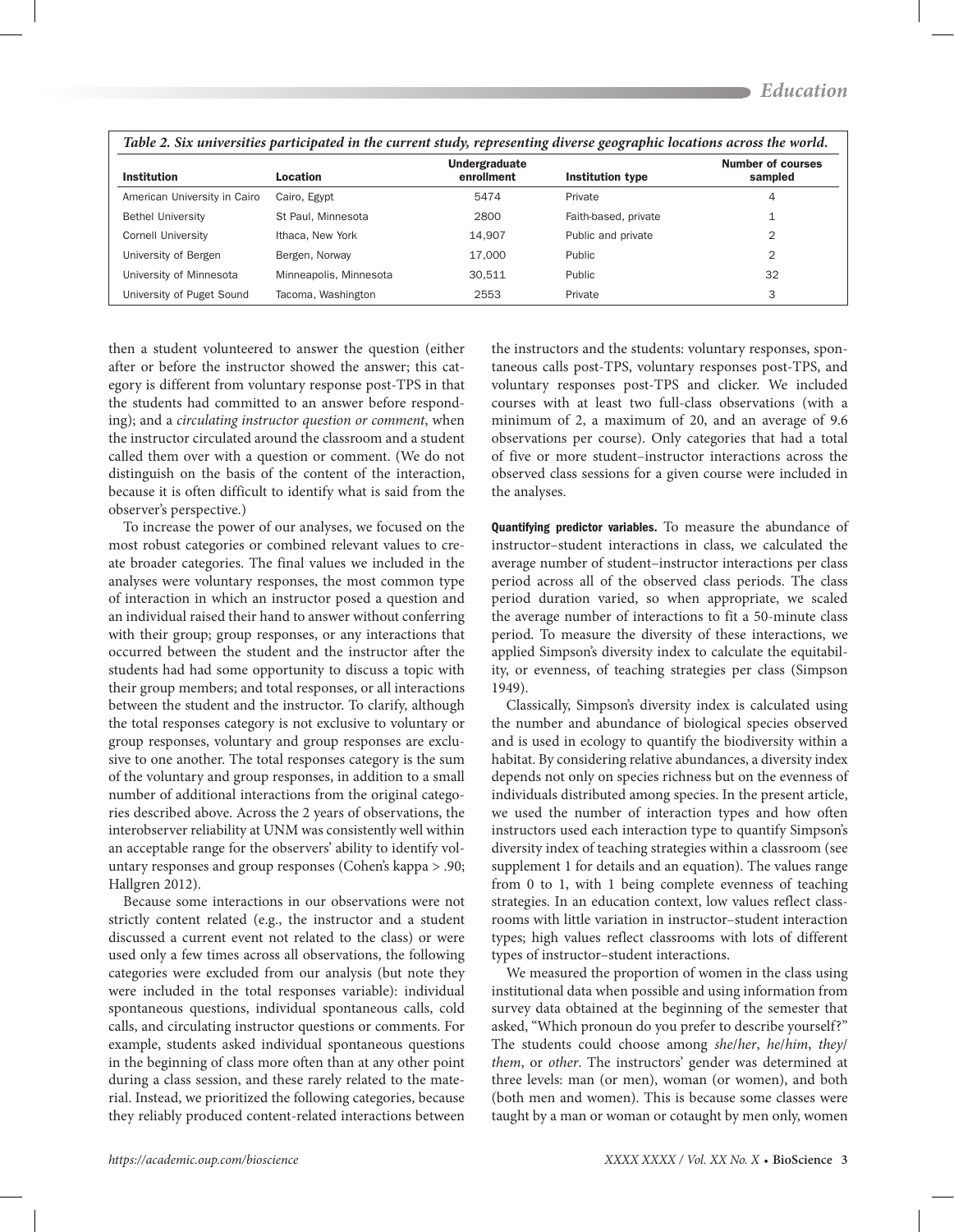*Table 2. Six universities participated in the current study, representing diverse geographic locations across the world.*

| Institution | Location | Undergraduate enrollment | Institution type | Number of courses sampled |
|---|---|---|---|---|
| American University in Cairo | Cairo, Egypt | 5474 | Private | 4 |
| Bethel University | St Paul, Minnesota | 2800 | Faith-based, private | 1 |
| Cornell University | Ithaca, New York | 14,907 | Public and private | 2 |
| University of Bergen | Bergen, Norway | 17,000 | Public | 2 |
| University of Minnesota | Minneapolis, Minnesota | 30,511 | Public | 32 |
| University of Puget Sound | Tacoma, Washington | 2553 | Private | 3 |

then a student volunteered to answer the question (either after or before the instructor showed the answer; this category is different from voluntary response post-TPS in that the students had committed to an answer before responding); and a *circulating instructor question or comment*, when the instructor circulated around the classroom and a student called them over with a question or comment. (We do not distinguish on the basis of the content of the interaction, because it is often difficult to identify what is said from the observer's perspective.)

To increase the power of our analyses, we focused on the most robust categories or combined relevant values to create broader categories. The final values we included in the analyses were voluntary responses, the most common type of interaction in which an instructor posed a question and an individual raised their hand to answer without conferring with their group; group responses, or any interactions that occurred between the student and the instructor after the students had had some opportunity to discuss a topic with their group members; and total responses, or all interactions between the student and the instructor. To clarify, although the total responses category is not exclusive to voluntary or group responses, voluntary and group responses are exclusive to one another. The total responses category is the sum of the voluntary and group responses, in addition to a small number of additional interactions from the original categories described above. Across the 2 years of observations, the interobserver reliability at UNM was consistently well within an acceptable range for the observers' ability to identify voluntary responses and group responses (Cohen's kappa > .90; Hallgren 2012).

Because some interactions in our observations were not strictly content related (e.g., the instructor and a student discussed a current event not related to the class) or were used only a few times across all observations, the following categories were excluded from our analysis (but note they were included in the total responses variable): individual spontaneous questions, individual spontaneous calls, cold calls, and circulating instructor questions or comments. For example, students asked individual spontaneous questions in the beginning of class more often than at any other point during a class session, and these rarely related to the material. Instead, we prioritized the following categories, because they reliably produced content-related interactions between the instructors and the students: voluntary responses, spontaneous calls post-TPS, voluntary responses post-TPS, and voluntary responses post-TPS and clicker. We included courses with at least two full-class observations (with a minimum of 2, a maximum of 20, and an average of 9.6 observations per course). Only categories that had a total of five or more student–instructor interactions across the observed class sessions for a given course were included in the analyses.

**Quantifying predictor variables.** To measure the abundance of instructor–student interactions in class, we calculated the average number of student–instructor interactions per class period across all of the observed class periods. The class period duration varied, so when appropriate, we scaled the average number of interactions to fit a 50-minute class period. To measure the diversity of these interactions, we applied Simpson's diversity index to calculate the equitability, or evenness, of teaching strategies per class (Simpson 1949).

Classically, Simpson's diversity index is calculated using the number and abundance of biological species observed and is used in ecology to quantify the biodiversity within a habitat. By considering relative abundances, a diversity index depends not only on species richness but on the evenness of individuals distributed among species. In the present article, we used the number of interaction types and how often instructors used each interaction type to quantify Simpson's diversity index of teaching strategies within a classroom (see supplement 1 for details and an equation). The values range from 0 to 1, with 1 being complete evenness of teaching strategies. In an education context, low values reflect classrooms with little variation in instructor–student interaction types; high values reflect classrooms with lots of different types of instructor–student interactions.

We measured the proportion of women in the class using institutional data when possible and using information from survey data obtained at the beginning of the semester that asked, "Which pronoun do you prefer to describe yourself?" The students could choose among *she/her*, *he/him*, *they/them*, or *other*. The instructors' gender was determined at three levels: man (or men), woman (or women), and both (both men and women). This is because some classes were taught by a man or woman or cotaught by men only, women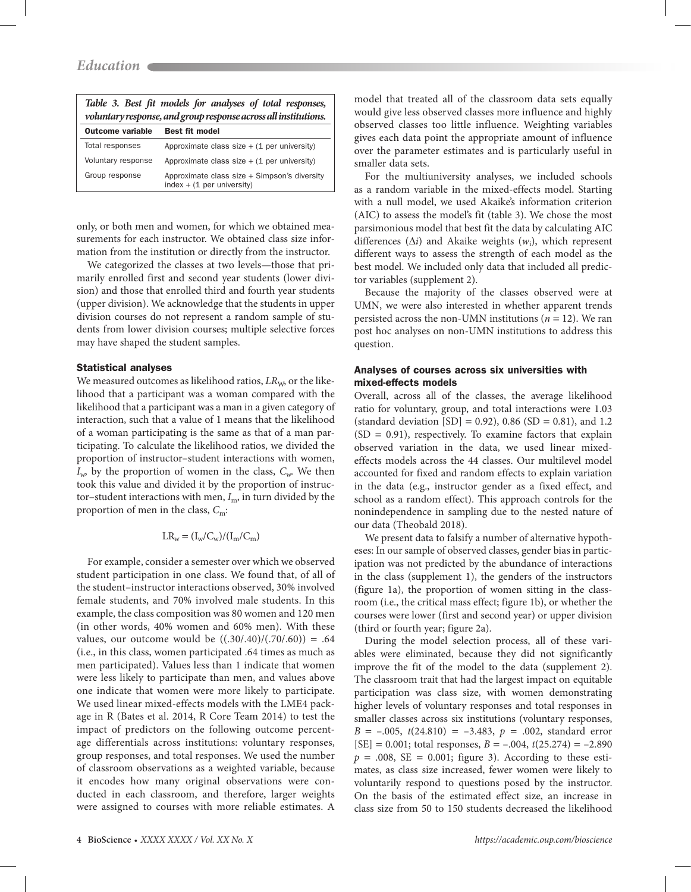**Table 3. Best fit models for analyses of total responses, voluntary response, and group response across all institutions.**

| Outcome variable | Best fit model |
| --- | --- |
| Total responses | Approximate class size + (1 per university) |
| Voluntary response | Approximate class size + (1 per university) |
| Group response | Approximate class size + Simpson's diversity index + (1 per university) |

only, or both men and women, for which we obtained measurements for each instructor. We obtained class size information from the institution or directly from the instructor.

We categorized the classes at two levels—those that primarily enrolled first and second year students (lower division) and those that enrolled third and fourth year students (upper division). We acknowledge that the students in upper division courses do not represent a random sample of students from lower division courses; multiple selective forces may have shaped the student samples.

### Statistical analyses

We measured outcomes as likelihood ratios, $LR_W$, or the likelihood that a participant was a woman compared with the likelihood that a participant was a man in a given category of interaction, such that a value of 1 means that the likelihood of a woman participating is the same as that of a man participating. To calculate the likelihood ratios, we divided the proportion of instructor–student interactions with women, $I_w$, by the proportion of women in the class, $C_w$. We then took this value and divided it by the proportion of instructor–student interactions with men, $I_m$, in turn divided by the proportion of men in the class, $C_m$:

$$LR_w = (I_w/C_w)/(I_m/C_m)$$

For example, consider a semester over which we observed student participation in one class. We found that, of all of the student–instructor interactions observed, 30% involved female students, and 70% involved male students. In this example, the class composition was 80 women and 120 men (in other words, 40% women and 60% men). With these values, our outcome would be ((.30/.40)/(.70/.60)) = .64 (i.e., in this class, women participated .64 times as much as men participated). Values less than 1 indicate that women were less likely to participate than men, and values above one indicate that women were more likely to participate. We used linear mixed-effects models with the LME4 package in R (Bates et al. 2014, R Core Team 2014) to test the impact of predictors on the following outcome percentage differentials across institutions: voluntary responses, group responses, and total responses. We used the number of classroom observations as a weighted variable, because it encodes how many original observations were conducted in each classroom, and therefore, larger weights were assigned to courses with more reliable estimates. A model that treated all of the classroom data sets equally would give less observed classes more influence and highly observed classes too little influence. Weighting variables gives each data point the appropriate amount of influence over the parameter estimates and is particularly useful in smaller data sets.

For the multiuniversity analyses, we included schools as a random variable in the mixed-effects model. Starting with a null model, we used Akaike's information criterion (AIC) to assess the model's fit (table 3). We chose the most parsimonious model that best fit the data by calculating AIC differences ($\Delta i$) and Akaike weights ($w_i$), which represent different ways to assess the strength of each model as the best model. We included only data that included all predictor variables (supplement 2).

Because the majority of the classes observed were at UMN, we were also interested in whether apparent trends persisted across the non-UMN institutions ($n = 12$). We ran post hoc analyses on non-UMN institutions to address this question.

### Analyses of courses across six universities with mixed-effects models

Overall, across all of the classes, the average likelihood ratio for voluntary, group, and total interactions were 1.03 (standard deviation [SD] = 0.92), 0.86 (SD = 0.81), and 1.2 (SD = 0.91), respectively. To examine factors that explain observed variation in the data, we used linear mixed-effects models across the 44 classes. Our multilevel model accounted for fixed and random effects to explain variation in the data (e.g., instructor gender as a fixed effect, and school as a random effect). This approach controls for the nonindependence in sampling due to the nested nature of our data (Theobald 2018).

We present data to falsify a number of alternative hypotheses: In our sample of observed classes, gender bias in participation was not predicted by the abundance of interactions in the class (supplement 1), the genders of the instructors (figure 1a), the proportion of women sitting in the classroom (i.e., the critical mass effect; figure 1b), or whether the courses were lower (first and second year) or upper division (third or fourth year; figure 2a).

During the model selection process, all of these variables were eliminated, because they did not significantly improve the fit of the model to the data (supplement 2). The classroom trait that had the largest impact on equitable participation was class size, with women demonstrating higher levels of voluntary responses and total responses in smaller classes across six institutions (voluntary responses, $B = -.005$, $t(24.810) = -3.483$, $p = .002$, standard error [SE] = 0.001; total responses, $B = -.004$, $t(25.274) = -2.890$ $p = .008$, SE = 0.001; figure 3). According to these estimates, as class size increased, fewer women were likely to voluntarily respond to questions posed by the instructor. On the basis of the estimated effect size, an increase in class size from 50 to 150 students decreased the likelihood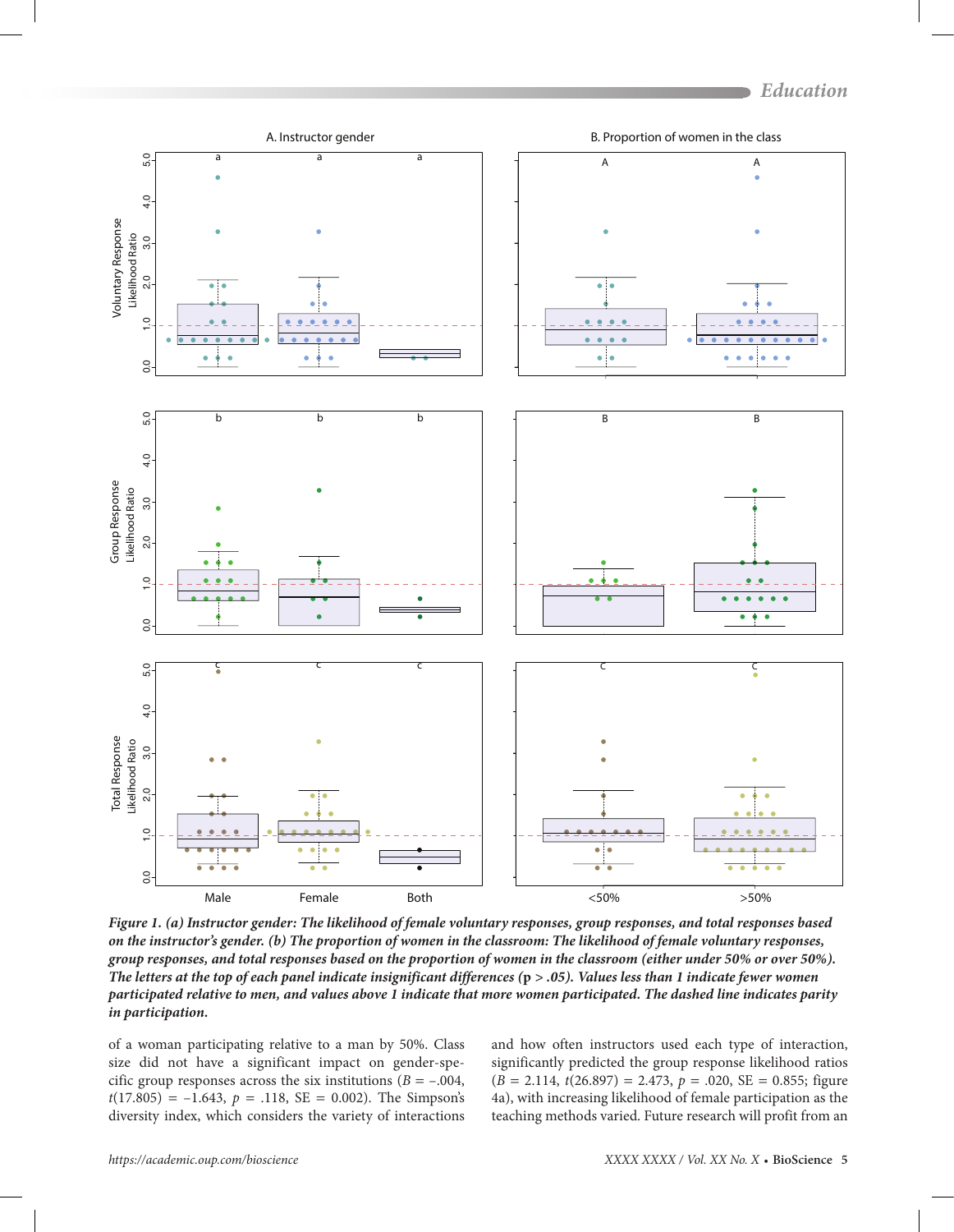**Figure 1. (a) Instructor gender: The likelihood of female voluntary responses, group responses, and total responses based on the instructor's gender. (b) The proportion of women in the classroom: The likelihood of female voluntary responses, group responses, and total responses based on the proportion of women in the classroom (either under 50% or over 50%). The letters at the top of each panel indicate insignificant differences (p > .05). Values less than 1 indicate fewer women participated relative to men, and values above 1 indicate that more women participated. The dashed line indicates parity in participation.**

of a woman participating relative to a man by 50%. Class size did not have a significant impact on gender-specific group responses across the six institutions ($B = -.004$, $t(17.805) = -1.643$, $p = .118$, $SE = 0.002$). The Simpson's diversity index, which considers the variety of interactions and how often instructors used each type of interaction, significantly predicted the group response likelihood ratios ($B = 2.114$, $t(26.897) = 2.473$, $p = .020$, $SE = 0.855$; figure 4a), with increasing likelihood of female participation as the teaching methods varied. Future research will profit from an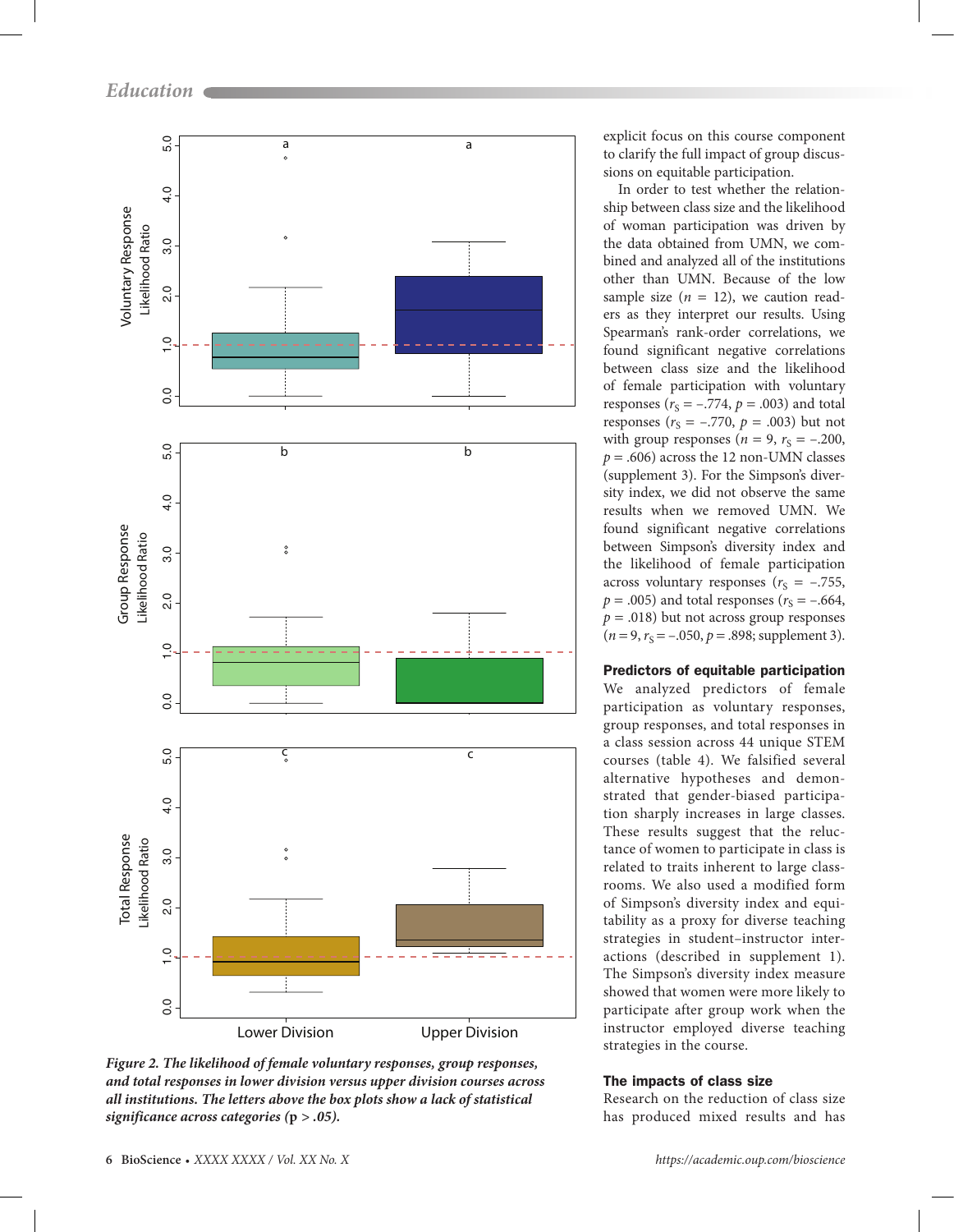*Figure 2. The likelihood of female voluntary responses, group responses, and total responses in lower division versus upper division courses across all institutions. The letters above the box plots show a lack of statistical significance across categories (p > .05).*

explicit focus on this course component to clarify the full impact of group discussions on equitable participation.

In order to test whether the relationship between class size and the likelihood of woman participation was driven by the data obtained from UMN, we combined and analyzed all of the institutions other than UMN. Because of the low sample size ($n$ = 12), we caution readers as they interpret our results. Using Spearman's rank-order correlations, we found significant negative correlations between class size and the likelihood of female participation with voluntary responses ($r_S$ = –.774, $p$ = .003) and total responses ($r_S$ = –.770, $p$ = .003) but not with group responses ($n$ = 9, $r_S$ = –.200, $p$ = .606) across the 12 non-UMN classes (supplement 3). For the Simpson's diversity index, we did not observe the same results when we removed UMN. We found significant negative correlations between Simpson's diversity index and the likelihood of female participation across voluntary responses ($r_S$ = –.755, $p$ = .005) and total responses ($r_S$ = –.664, $p$ = .018) but not across group responses ($n$ = 9, $r_S$ = –.050, $p$ = .898; supplement 3).

## Predictors of equitable participation

We analyzed predictors of female participation as voluntary responses, group responses, and total responses in a class session across 44 unique STEM courses (table 4). We falsified several alternative hypotheses and demonstrated that gender-biased participation sharply increases in large classes. These results suggest that the reluctance of women to participate in class is related to traits inherent to large classrooms. We also used a modified form of Simpson's diversity index and equitability as a proxy for diverse teaching strategies in student–instructor interactions (described in supplement 1). The Simpson's diversity index measure showed that women were more likely to participate after group work when the instructor employed diverse teaching strategies in the course.

## The impacts of class size

Research on the reduction of class size has produced mixed results and has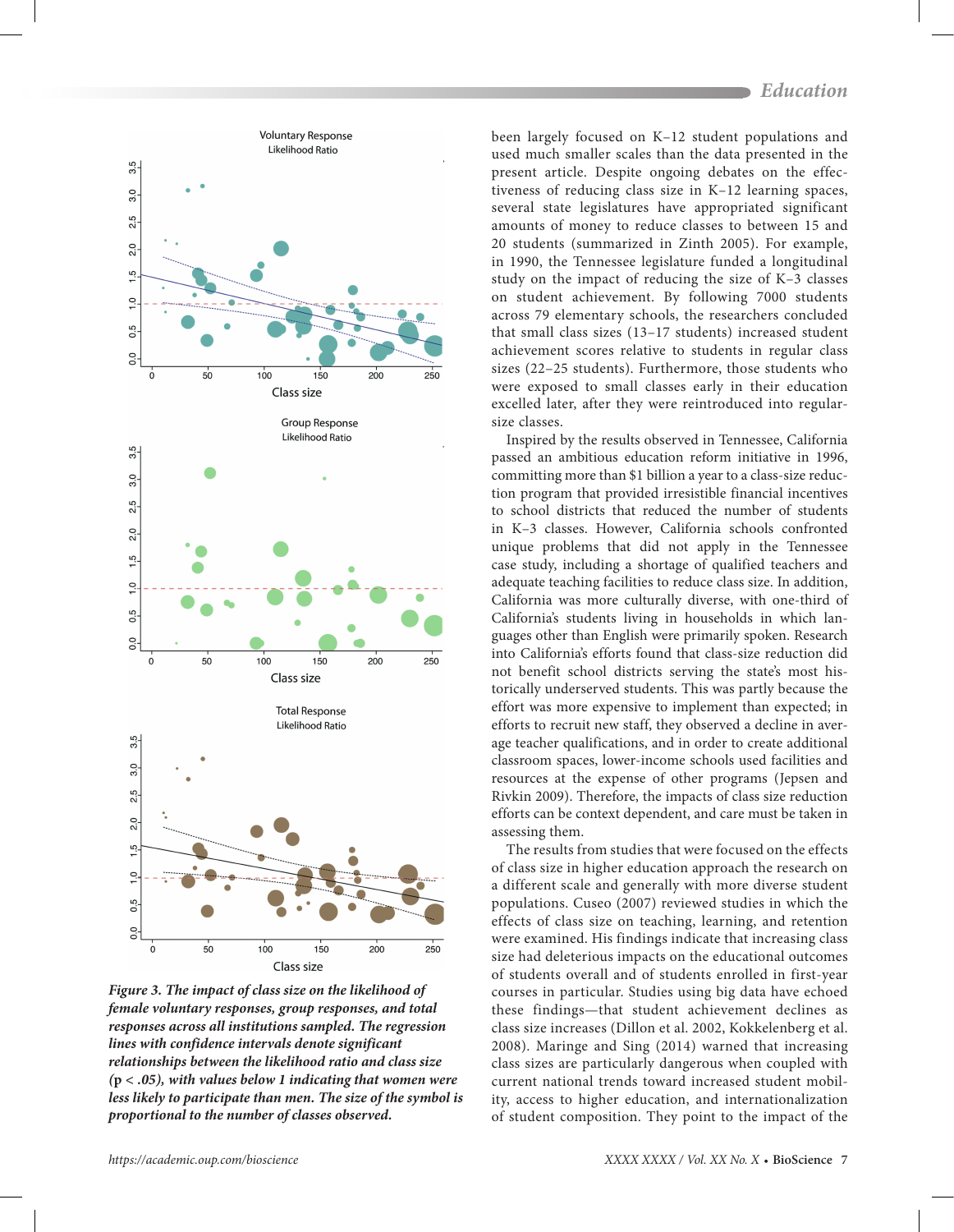*Figure 3. The impact of class size on the likelihood of female voluntary responses, group responses, and total responses across all institutions sampled. The regression lines with confidence intervals denote significant relationships between the likelihood ratio and class size ($p < .05$), with values below 1 indicating that women were less likely to participate than men. The size of the symbol is proportional to the number of classes observed.*

been largely focused on K–12 student populations and used much smaller scales than the data presented in the present article. Despite ongoing debates on the effectiveness of reducing class size in K–12 learning spaces, several state legislatures have appropriated significant amounts of money to reduce classes to between 15 and 20 students (summarized in Zinth 2005). For example, in 1990, the Tennessee legislature funded a longitudinal study on the impact of reducing the size of K–3 classes on student achievement. By following 7000 students across 79 elementary schools, the researchers concluded that small class sizes (13–17 students) increased student achievement scores relative to students in regular class sizes (22–25 students). Furthermore, those students who were exposed to small classes early in their education excelled later, after they were reintroduced into regular-size classes.

Inspired by the results observed in Tennessee, California passed an ambitious education reform initiative in 1996, committing more than $1 billion a year to a class-size reduction program that provided irresistible financial incentives to school districts that reduced the number of students in K–3 classes. However, California schools confronted unique problems that did not apply in the Tennessee case study, including a shortage of qualified teachers and adequate teaching facilities to reduce class size. In addition, California was more culturally diverse, with one-third of California's students living in households in which languages other than English were primarily spoken. Research into California's efforts found that class-size reduction did not benefit school districts serving the state's most historically underserved students. This was partly because the effort was more expensive to implement than expected; in efforts to recruit new staff, they observed a decline in average teacher qualifications, and in order to create additional classroom spaces, lower-income schools used facilities and resources at the expense of other programs (Jepsen and Rivkin 2009). Therefore, the impacts of class size reduction efforts can be context dependent, and care must be taken in assessing them.

The results from studies that were focused on the effects of class size in higher education approach the research on a different scale and generally with more diverse student populations. Cuseo (2007) reviewed studies in which the effects of class size on teaching, learning, and retention were examined. His findings indicate that increasing class size had deleterious impacts on the educational outcomes of students overall and of students enrolled in first-year courses in particular. Studies using big data have echoed these findings—that student achievement declines as class size increases (Dillon et al. 2002, Kokkelenberg et al. 2008). Maringe and Sing (2014) warned that increasing class sizes are particularly dangerous when coupled with current national trends toward increased student mobility, access to higher education, and internationalization of student composition. They point to the impact of the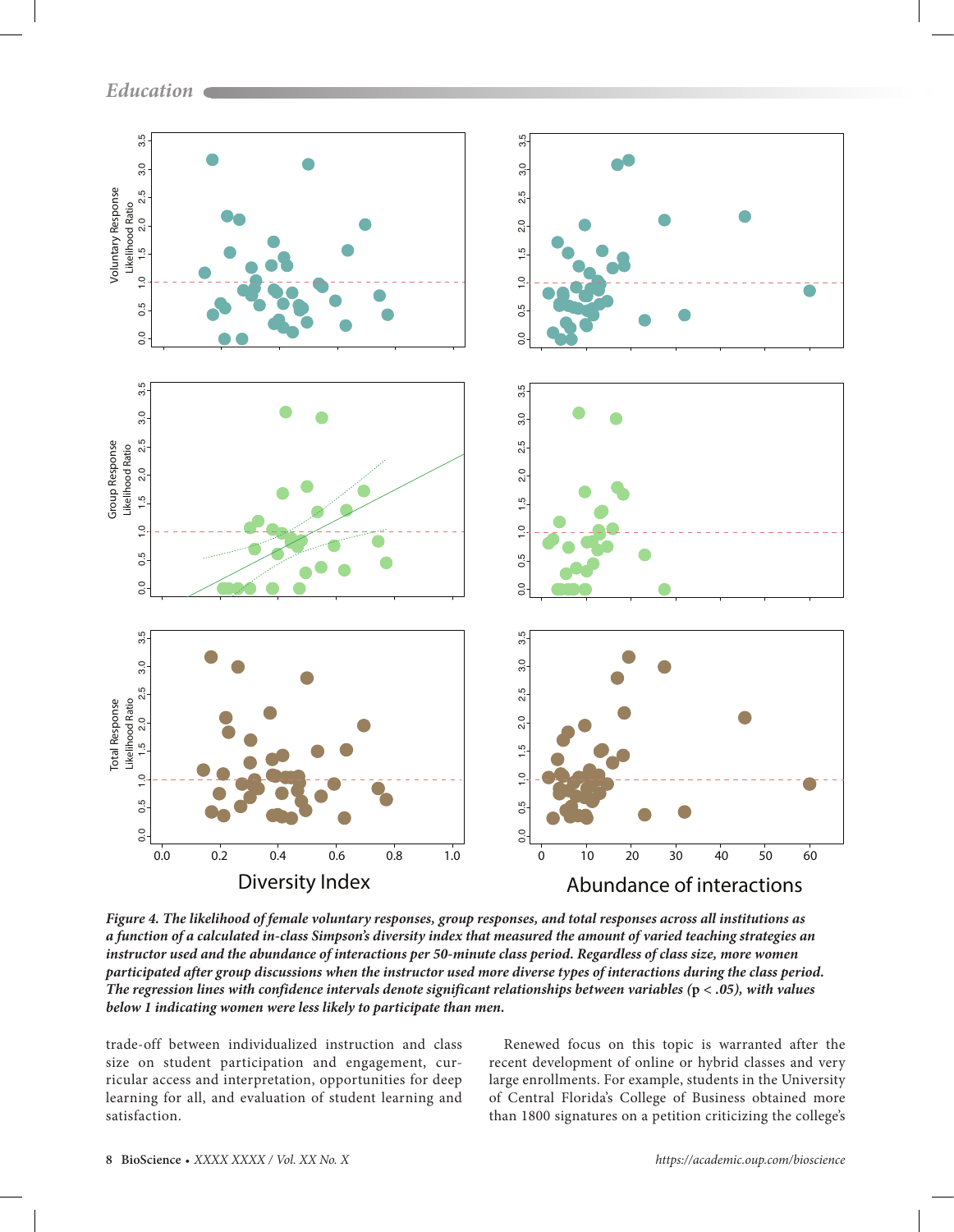*Figure 4. The likelihood of female voluntary responses, group responses, and total responses across all institutions as a function of a calculated in-class Simpson's diversity index that measured the amount of varied teaching strategies an instructor used and the abundance of interactions per 50-minute class period. Regardless of class size, more women participated after group discussions when the instructor used more diverse types of interactions during the class period. The regression lines with confidence intervals denote significant relationships between variables (p < .05), with values below 1 indicating women were less likely to participate than men.*

trade-off between individualized instruction and class size on student participation and engagement, curricular access and interpretation, opportunities for deep learning for all, and evaluation of student learning and satisfaction.

Renewed focus on this topic is warranted after the recent development of online or hybrid classes and very large enrollments. For example, students in the University of Central Florida's College of Business obtained more than 1800 signatures on a petition criticizing the college's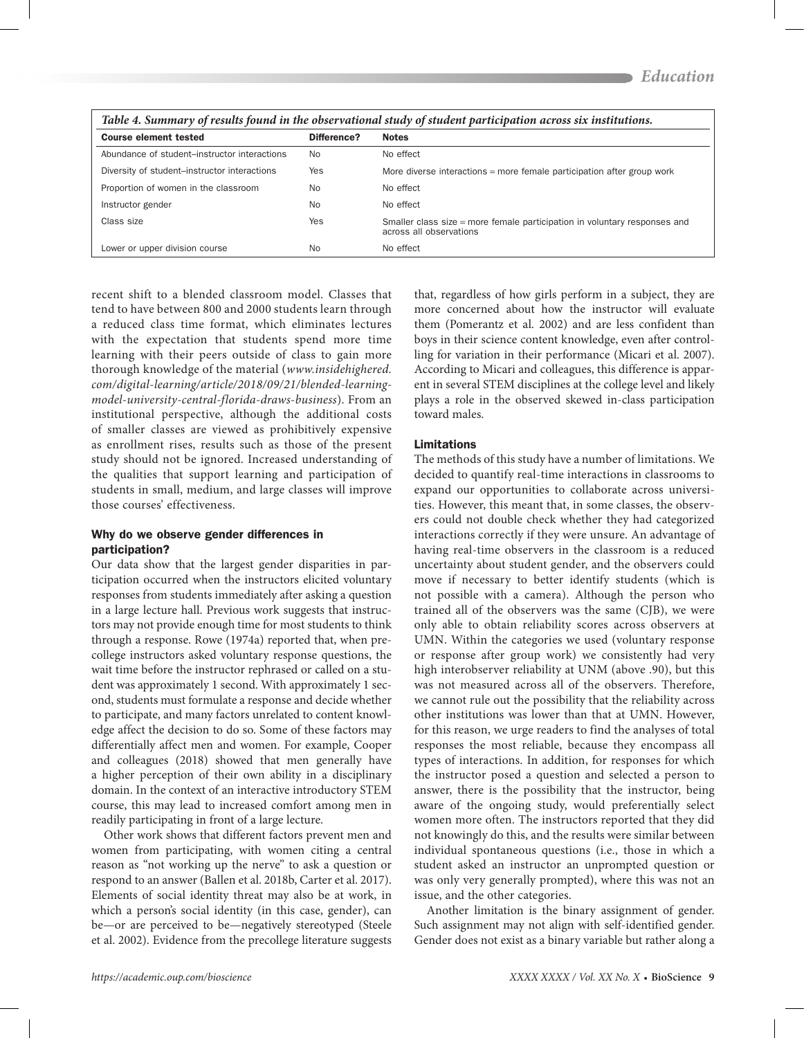*Table 4. Summary of results found in the observational study of student participation across six institutions.*

| Course element tested | Difference? | Notes |
|---|---|---|
| Abundance of student–instructor interactions | No | No effect |
| Diversity of student–instructor interactions | Yes | More diverse interactions = more female participation after group work |
| Proportion of women in the classroom | No | No effect |
| Instructor gender | No | No effect |
| Class size | Yes | Smaller class size = more female participation in voluntary responses and across all observations |
| Lower or upper division course | No | No effect |

recent shift to a blended classroom model. Classes that tend to have between 800 and 2000 students learn through a reduced class time format, which eliminates lectures with the expectation that students spend more time learning with their peers outside of class to gain more thorough knowledge of the material (*www.insidehighered.com/digital-learning/article/2018/09/21/blended-learning-model-university-central-florida-draws-business*). From an institutional perspective, although the additional costs of smaller classes are viewed as prohibitively expensive as enrollment rises, results such as those of the present study should not be ignored. Increased understanding of the qualities that support learning and participation of students in small, medium, and large classes will improve those courses' effectiveness.

### Why do we observe gender differences in participation?

Our data show that the largest gender disparities in participation occurred when the instructors elicited voluntary responses from students immediately after asking a question in a large lecture hall. Previous work suggests that instructors may not provide enough time for most students to think through a response. Rowe (1974a) reported that, when precollege instructors asked voluntary response questions, the wait time before the instructor rephrased or called on a student was approximately 1 second. With approximately 1 second, students must formulate a response and decide whether to participate, and many factors unrelated to content knowledge affect the decision to do so. Some of these factors may differentially affect men and women. For example, Cooper and colleagues (2018) showed that men generally have a higher perception of their own ability in a disciplinary domain. In the context of an interactive introductory STEM course, this may lead to increased comfort among men in readily participating in front of a large lecture.

Other work shows that different factors prevent men and women from participating, with women citing a central reason as "not working up the nerve" to ask a question or respond to an answer (Ballen et al. 2018b, Carter et al. 2017). Elements of social identity threat may also be at work, in which a person's social identity (in this case, gender), can be—or are perceived to be—negatively stereotyped (Steele et al. 2002). Evidence from the precollege literature suggests that, regardless of how girls perform in a subject, they are more concerned about how the instructor will evaluate them (Pomerantz et al. 2002) and are less confident than boys in their science content knowledge, even after controlling for variation in their performance (Micari et al. 2007). According to Micari and colleagues, this difference is apparent in several STEM disciplines at the college level and likely plays a role in the observed skewed in-class participation toward males.

### Limitations

The methods of this study have a number of limitations. We decided to quantify real-time interactions in classrooms to expand our opportunities to collaborate across universities. However, this meant that, in some classes, the observers could not double check whether they had categorized interactions correctly if they were unsure. An advantage of having real-time observers in the classroom is a reduced uncertainty about student gender, and the observers could move if necessary to better identify students (which is not possible with a camera). Although the person who trained all of the observers was the same (CJB), we were only able to obtain reliability scores across observers at UMN. Within the categories we used (voluntary response or response after group work) we consistently had very high interobserver reliability at UNM (above .90), but this was not measured across all of the observers. Therefore, we cannot rule out the possibility that the reliability across other institutions was lower than that at UMN. However, for this reason, we urge readers to find the analyses of total responses the most reliable, because they encompass all types of interactions. In addition, for responses for which the instructor posed a question and selected a person to answer, there is the possibility that the instructor, being aware of the ongoing study, would preferentially select women more often. The instructors reported that they did not knowingly do this, and the results were similar between individual spontaneous questions (i.e., those in which a student asked an instructor an unprompted question or was only very generally prompted), where this was not an issue, and the other categories.

Another limitation is the binary assignment of gender. Such assignment may not align with self-identified gender. Gender does not exist as a binary variable but rather along a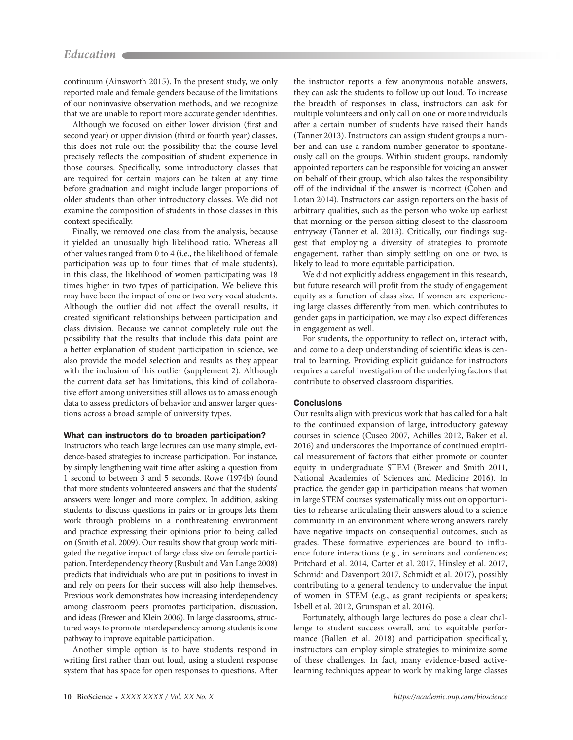continuum (Ainsworth 2015). In the present study, we only reported male and female genders because of the limitations of our noninvasive observation methods, and we recognize that we are unable to report more accurate gender identities.

Although we focused on either lower division (first and second year) or upper division (third or fourth year) classes, this does not rule out the possibility that the course level precisely reflects the composition of student experience in those courses. Specifically, some introductory classes that are required for certain majors can be taken at any time before graduation and might include larger proportions of older students than other introductory classes. We did not examine the composition of students in those classes in this context specifically.

Finally, we removed one class from the analysis, because it yielded an unusually high likelihood ratio. Whereas all other values ranged from 0 to 4 (i.e., the likelihood of female participation was up to four times that of male students), in this class, the likelihood of women participating was 18 times higher in two types of participation. We believe this may have been the impact of one or two very vocal students. Although the outlier did not affect the overall results, it created significant relationships between participation and class division. Because we cannot completely rule out the possibility that the results that include this data point are a better explanation of student participation in science, we also provide the model selection and results as they appear with the inclusion of this outlier (supplement 2). Although the current data set has limitations, this kind of collaborative effort among universities still allows us to amass enough data to assess predictors of behavior and answer larger questions across a broad sample of university types.

### What can instructors do to broaden participation?

Instructors who teach large lectures can use many simple, evidence-based strategies to increase participation. For instance, by simply lengthening wait time after asking a question from 1 second to between 3 and 5 seconds, Rowe (1974b) found that more students volunteered answers and that the students' answers were longer and more complex. In addition, asking students to discuss questions in pairs or in groups lets them work through problems in a nonthreatening environment and practice expressing their opinions prior to being called on (Smith et al. 2009). Our results show that group work mitigated the negative impact of large class size on female participation. Interdependency theory (Rusbult and Van Lange 2008) predicts that individuals who are put in positions to invest in and rely on peers for their success will also help themselves. Previous work demonstrates how increasing interdependency among classroom peers promotes participation, discussion, and ideas (Brewer and Klein 2006). In large classrooms, structured ways to promote interdependency among students is one pathway to improve equitable participation.

Another simple option is to have students respond in writing first rather than out loud, using a student response system that has space for open responses to questions. After the instructor reports a few anonymous notable answers, they can ask the students to follow up out loud. To increase the breadth of responses in class, instructors can ask for multiple volunteers and only call on one or more individuals after a certain number of students have raised their hands (Tanner 2013). Instructors can assign student groups a number and can use a random number generator to spontaneously call on the groups. Within student groups, randomly appointed reporters can be responsible for voicing an answer on behalf of their group, which also takes the responsibility off of the individual if the answer is incorrect (Cohen and Lotan 2014). Instructors can assign reporters on the basis of arbitrary qualities, such as the person who woke up earliest that morning or the person sitting closest to the classroom entryway (Tanner et al. 2013). Critically, our findings suggest that employing a diversity of strategies to promote engagement, rather than simply settling on one or two, is likely to lead to more equitable participation.

We did not explicitly address engagement in this research, but future research will profit from the study of engagement equity as a function of class size. If women are experiencing large classes differently from men, which contributes to gender gaps in participation, we may also expect differences in engagement as well.

For students, the opportunity to reflect on, interact with, and come to a deep understanding of scientific ideas is central to learning. Providing explicit guidance for instructors requires a careful investigation of the underlying factors that contribute to observed classroom disparities.

### Conclusions

Our results align with previous work that has called for a halt to the continued expansion of large, introductory gateway courses in science (Cuseo 2007, Achilles 2012, Baker et al. 2016) and underscores the importance of continued empirical measurement of factors that either promote or counter equity in undergraduate STEM (Brewer and Smith 2011, National Academies of Sciences and Medicine 2016). In practice, the gender gap in participation means that women in large STEM courses systematically miss out on opportunities to rehearse articulating their answers aloud to a science community in an environment where wrong answers rarely have negative impacts on consequential outcomes, such as grades. These formative experiences are bound to influence future interactions (e.g., in seminars and conferences; Pritchard et al. 2014, Carter et al. 2017, Hinsley et al. 2017, Schmidt and Davenport 2017, Schmidt et al. 2017), possibly contributing to a general tendency to undervalue the input of women in STEM (e.g., as grant recipients or speakers; Isbell et al. 2012, Grunspan et al. 2016).

Fortunately, although large lectures do pose a clear challenge to student success overall, and to equitable performance (Ballen et al. 2018) and participation specifically, instructors can employ simple strategies to minimize some of these challenges. In fact, many evidence-based active-learning techniques appear to work by making large classes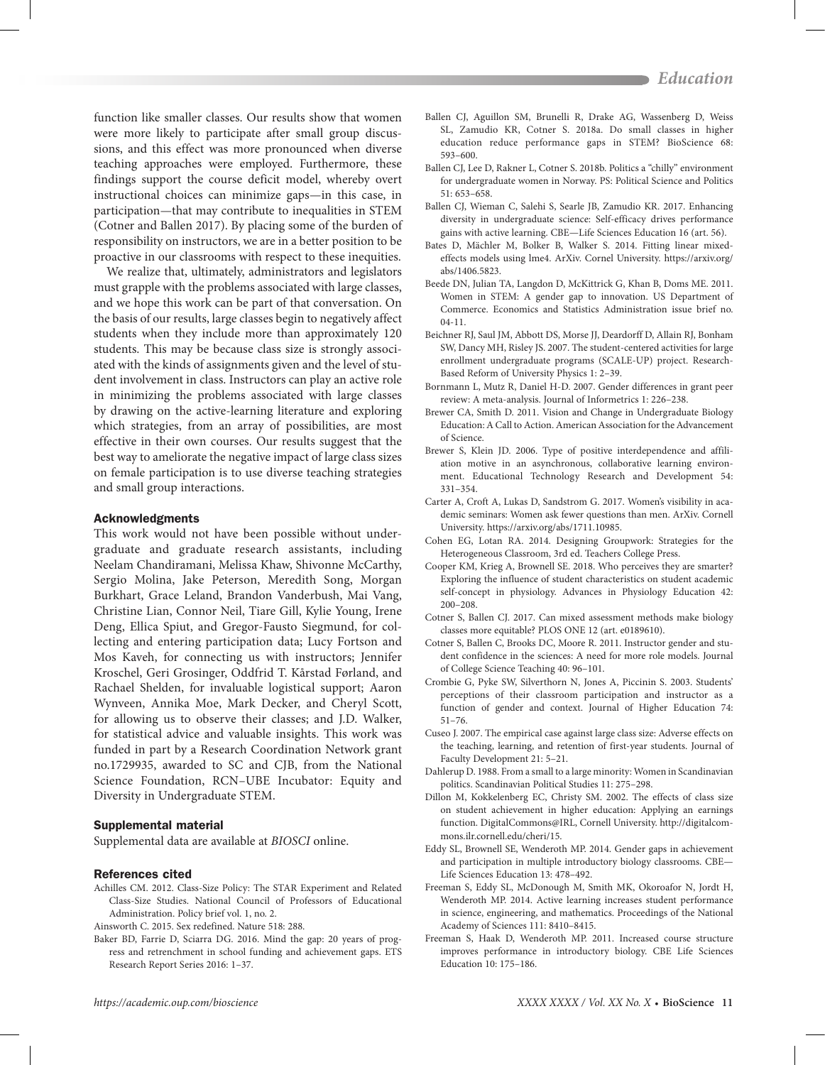function like smaller classes. Our results show that women were more likely to participate after small group discussions, and this effect was more pronounced when diverse teaching approaches were employed. Furthermore, these findings support the course deficit model, whereby overt instructional choices can minimize gaps—in this case, in participation—that may contribute to inequalities in STEM (Cotner and Ballen 2017). By placing some of the burden of responsibility on instructors, we are in a better position to be proactive in our classrooms with respect to these inequities.

We realize that, ultimately, administrators and legislators must grapple with the problems associated with large classes, and we hope this work can be part of that conversation. On the basis of our results, large classes begin to negatively affect students when they include more than approximately 120 students. This may be because class size is strongly associated with the kinds of assignments given and the level of student involvement in class. Instructors can play an active role in minimizing the problems associated with large classes by drawing on the active-learning literature and exploring which strategies, from an array of possibilities, are most effective in their own courses. Our results suggest that the best way to ameliorate the negative impact of large class sizes on female participation is to use diverse teaching strategies and small group interactions.

## Acknowledgments

This work would not have been possible without undergraduate and graduate research assistants, including Neelam Chandiramani, Melissa Khaw, Shivonne McCarthy, Sergio Molina, Jake Peterson, Meredith Song, Morgan Burkhart, Grace Leland, Brandon Vanderbush, Mai Vang, Christine Lian, Connor Neil, Tiare Gill, Kylie Young, Irene Deng, Ellica Spiut, and Gregor-Fausto Siegmund, for collecting and entering participation data; Lucy Fortson and Mos Kaveh, for connecting us with instructors; Jennifer Kroschel, Geri Grosinger, Oddfrid T. Kårstad Førland, and Rachael Shelden, for invaluable logistical support; Aaron Wynveen, Annika Moe, Mark Decker, and Cheryl Scott, for allowing us to observe their classes; and J.D. Walker, for statistical advice and valuable insights. This work was funded in part by a Research Coordination Network grant no.1729935, awarded to SC and CJB, from the National Science Foundation, RCN–UBE Incubator: Equity and Diversity in Undergraduate STEM.

## Supplemental material

Supplemental data are available at *BIOSCI* online.

## References cited

Achilles CM. 2012. Class-Size Policy: The STAR Experiment and Related Class-Size Studies. National Council of Professors of Educational Administration. Policy brief vol. 1, no. 2.

Ainsworth C. 2015. Sex redefined. Nature 518: 288.

Baker BD, Farrie D, Sciarra DG. 2016. Mind the gap: 20 years of progress and retrenchment in school funding and achievement gaps. ETS Research Report Series 2016: 1–37.

Ballen CJ, Aguillon SM, Brunelli R, Drake AG, Wassenberg D, Weiss SL, Zamudio KR, Cotner S. 2018a. Do small classes in higher education reduce performance gaps in STEM? BioScience 68: 593–600.

Ballen CJ, Lee D, Rakner L, Cotner S. 2018b. Politics a "chilly" environment for undergraduate women in Norway. PS: Political Science and Politics 51: 653–658.

Ballen CJ, Wieman C, Salehi S, Searle JB, Zamudio KR. 2017. Enhancing diversity in undergraduate science: Self-efficacy drives performance gains with active learning. CBE—Life Sciences Education 16 (art. 56).

Bates D, Mächler M, Bolker B, Walker S. 2014. Fitting linear mixed-effects models using lme4. ArXiv. Cornel University. https://arxiv.org/abs/1406.5823.

Beede DN, Julian TA, Langdon D, McKittrick G, Khan B, Doms ME. 2011. Women in STEM: A gender gap to innovation. US Department of Commerce. Economics and Statistics Administration issue brief no. 04-11.

Beichner RJ, Saul JM, Abbott DS, Morse JJ, Deardorff D, Allain RJ, Bonham SW, Dancy MH, Risley JS. 2007. The student-centered activities for large enrollment undergraduate programs (SCALE-UP) project. Research-Based Reform of University Physics 1: 2–39.

Bornmann L, Mutz R, Daniel H-D. 2007. Gender differences in grant peer review: A meta-analysis. Journal of Informetrics 1: 226–238.

Brewer CA, Smith D. 2011. Vision and Change in Undergraduate Biology Education: A Call to Action. American Association for the Advancement of Science.

Brewer S, Klein JD. 2006. Type of positive interdependence and affiliation motive in an asynchronous, collaborative learning environment. Educational Technology Research and Development 54: 331–354.

Carter A, Croft A, Lukas D, Sandstrom G. 2017. Women's visibility in academic seminars: Women ask fewer questions than men. ArXiv. Cornell University. https://arxiv.org/abs/1711.10985.

Cohen EG, Lotan RA. 2014. Designing Groupwork: Strategies for the Heterogeneous Classroom, 3rd ed. Teachers College Press.

Cooper KM, Krieg A, Brownell SE. 2018. Who perceives they are smarter? Exploring the influence of student characteristics on student academic self-concept in physiology. Advances in Physiology Education 42: 200–208.

Cotner S, Ballen CJ. 2017. Can mixed assessment methods make biology classes more equitable? PLOS ONE 12 (art. e0189610).

Cotner S, Ballen C, Brooks DC, Moore R. 2011. Instructor gender and student confidence in the sciences: A need for more role models. Journal of College Science Teaching 40: 96–101.

Crombie G, Pyke SW, Silverthorn N, Jones A, Piccinin S. 2003. Students' perceptions of their classroom participation and instructor as a function of gender and context. Journal of Higher Education 74: 51–76.

Cuseo J. 2007. The empirical case against large class size: Adverse effects on the teaching, learning, and retention of first-year students. Journal of Faculty Development 21: 5–21.

Dahlerup D. 1988. From a small to a large minority: Women in Scandinavian politics. Scandinavian Political Studies 11: 275–298.

Dillon M, Kokkelenberg EC, Christy SM. 2002. The effects of class size on student achievement in higher education: Applying an earnings function. DigitalCommons@IRL, Cornell University. http://digitalcommons.ilr.cornell.edu/cheri/15.

Eddy SL, Brownell SE, Wenderoth MP. 2014. Gender gaps in achievement and participation in multiple introductory biology classrooms. CBE—Life Sciences Education 13: 478–492.

Freeman S, Eddy SL, McDonough M, Smith MK, Okoroafor N, Jordt H, Wenderoth MP. 2014. Active learning increases student performance in science, engineering, and mathematics. Proceedings of the National Academy of Sciences 111: 8410–8415.

Freeman S, Haak D, Wenderoth MP. 2011. Increased course structure improves performance in introductory biology. CBE Life Sciences Education 10: 175–186.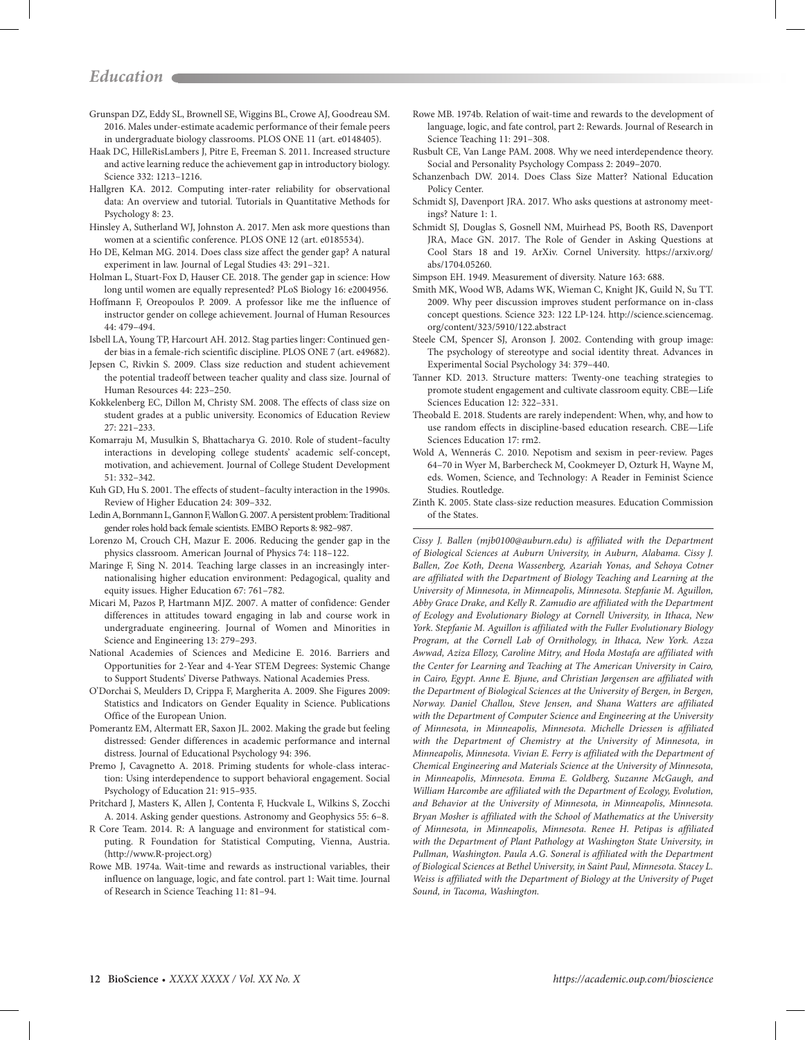Grunspan DZ, Eddy SL, Brownell SE, Wiggins BL, Crowe AJ, Goodreau SM. 2016. Males under-estimate academic performance of their female peers in undergraduate biology classrooms. PLOS ONE 11 (art. e0148405).

Haak DC, HilleRisLambers J, Pitre E, Freeman S. 2011. Increased structure and active learning reduce the achievement gap in introductory biology. Science 332: 1213–1216.

Hallgren KA. 2012. Computing inter-rater reliability for observational data: An overview and tutorial. Tutorials in Quantitative Methods for Psychology 8: 23.

Hinsley A, Sutherland WJ, Johnston A. 2017. Men ask more questions than women at a scientific conference. PLOS ONE 12 (art. e0185534).

Ho DE, Kelman MG. 2014. Does class size affect the gender gap? A natural experiment in law. Journal of Legal Studies 43: 291–321.

Holman L, Stuart-Fox D, Hauser CE. 2018. The gender gap in science: How long until women are equally represented? PLoS Biology 16: e2004956.

Hoffmann F, Oreopoulos P. 2009. A professor like me the influence of instructor gender on college achievement. Journal of Human Resources 44: 479–494.

Isbell LA, Young TP, Harcourt AH. 2012. Stag parties linger: Continued gender bias in a female-rich scientific discipline. PLOS ONE 7 (art. e49682).

Jepsen C, Rivkin S. 2009. Class size reduction and student achievement the potential tradeoff between teacher quality and class size. Journal of Human Resources 44: 223–250.

Kokkelenberg EC, Dillon M, Christy SM. 2008. The effects of class size on student grades at a public university. Economics of Education Review 27: 221–233.

Komarraju M, Musulkin S, Bhattacharya G. 2010. Role of student–faculty interactions in developing college students' academic self-concept, motivation, and achievement. Journal of College Student Development 51: 332–342.

Kuh GD, Hu S. 2001. The effects of student–faculty interaction in the 1990s. Review of Higher Education 24: 309–332.

Ledin A, Bornmann L, Gannon F, Wallon G. 2007. A persistent problem: Traditional gender roles hold back female scientists. EMBO Reports 8: 982–987.

Lorenzo M, Crouch CH, Mazur E. 2006. Reducing the gender gap in the physics classroom. American Journal of Physics 74: 118–122.

Maringe F, Sing N. 2014. Teaching large classes in an increasingly internationalising higher education environment: Pedagogical, quality and equity issues. Higher Education 67: 761–782.

Micari M, Pazos P, Hartmann MJZ. 2007. A matter of confidence: Gender differences in attitudes toward engaging in lab and course work in undergraduate engineering. Journal of Women and Minorities in Science and Engineering 13: 279–293.

National Academies of Sciences and Medicine E. 2016. Barriers and Opportunities for 2-Year and 4-Year STEM Degrees: Systemic Change to Support Students' Diverse Pathways. National Academies Press.

O'Dorchai S, Meulders D, Crippa F, Margherita A. 2009. She Figures 2009: Statistics and Indicators on Gender Equality in Science. Publications Office of the European Union.

Pomerantz EM, Altermatt ER, Saxon JL. 2002. Making the grade but feeling distressed: Gender differences in academic performance and internal distress. Journal of Educational Psychology 94: 396.

Premo J, Cavagnetto A. 2018. Priming students for whole-class interaction: Using interdependence to support behavioral engagement. Social Psychology of Education 21: 915–935.

Pritchard J, Masters K, Allen J, Contenta F, Huckvale L, Wilkins S, Zocchi A. 2014. Asking gender questions. Astronomy and Geophysics 55: 6–8.

R Core Team. 2014. R: A language and environment for statistical computing. R Foundation for Statistical Computing, Vienna, Austria. (http://www.R-project.org)

Rowe MB. 1974a. Wait-time and rewards as instructional variables, their influence on language, logic, and fate control. part 1: Wait time. Journal of Research in Science Teaching 11: 81–94.

Rowe MB. 1974b. Relation of wait-time and rewards to the development of language, logic, and fate control, part 2: Rewards. Journal of Research in Science Teaching 11: 291–308.

Rusbult CE, Van Lange PAM. 2008. Why we need interdependence theory. Social and Personality Psychology Compass 2: 2049–2070.

Schanzenbach DW. 2014. Does Class Size Matter? National Education Policy Center.

Schmidt SJ, Davenport JRA. 2017. Who asks questions at astronomy meetings? Nature 1: 1.

Schmidt SJ, Douglas S, Gosnell NM, Muirhead PS, Booth RS, Davenport JRA, Mace GN. 2017. The Role of Gender in Asking Questions at Cool Stars 18 and 19. ArXiv. Cornel University. https://arxiv.org/abs/1704.05260.

Simpson EH. 1949. Measurement of diversity. Nature 163: 688.

Smith MK, Wood WB, Adams WK, Wieman C, Knight JK, Guild N, Su TT. 2009. Why peer discussion improves student performance on in-class concept questions. Science 323: 122 LP-124. http://science.sciencemag.org/content/323/5910/122.abstract

Steele CM, Spencer SJ, Aronson J. 2002. Contending with group image: The psychology of stereotype and social identity threat. Advances in Experimental Social Psychology 34: 379–440.

Tanner KD. 2013. Structure matters: Twenty-one teaching strategies to promote student engagement and cultivate classroom equity. CBE—Life Sciences Education 12: 322–331.

Theobald E. 2018. Students are rarely independent: When, why, and how to use random effects in discipline-based education research. CBE—Life Sciences Education 17: rm2.

Wold A, Wennerås C. 2010. Nepotism and sexism in peer-review. Pages 64–70 in Wyer M, Barbercheck M, Cookmeyer D, Ozturk H, Wayne M, eds. Women, Science, and Technology: A Reader in Feminist Science Studies. Routledge.

Zinth K. 2005. State class-size reduction measures. Education Commission of the States.

---

*Cissy J. Ballen (mjb0100@auburn.edu) is affiliated with the Department of Biological Sciences at Auburn University, in Auburn, Alabama. Cissy J. Ballen, Zoe Koth, Deena Wassenberg, Azariah Yonas, and Sehoya Cotner are affiliated with the Department of Biology Teaching and Learning at the University of Minnesota, in Minneapolis, Minnesota. Stepfanie M. Aguillon, Abby Grace Drake, and Kelly R. Zamudio are affiliated with the Department of Ecology and Evolutionary Biology at Cornell University, in Ithaca, New York. Stepfanie M. Aguillon is affiliated with the Fuller Evolutionary Biology Program, at the Cornell Lab of Ornithology, in Ithaca, New York. Azza Awwad, Aziza Ellozy, Caroline Mitry, and Hoda Mostafa are affiliated with the Center for Learning and Teaching at The American University in Cairo, in Cairo, Egypt. Anne E. Bjune, and Christian Jørgensen are affiliated with the Department of Biological Sciences at the University of Bergen, in Bergen, Norway. Daniel Challou, Steve Jensen, and Shana Watters are affiliated with the Department of Computer Science and Engineering at the University of Minnesota, in Minneapolis, Minnesota. Michelle Driessen is affiliated with the Department of Chemistry at the University of Minnesota, in Minneapolis, Minnesota. Vivian E. Ferry is affiliated with the Department of Chemical Engineering and Materials Science at the University of Minnesota, in Minneapolis, Minnesota. Emma E. Goldberg, Suzanne McGaugh, and William Harcombe are affiliated with the Department of Ecology, Evolution, and Behavior at the University of Minnesota, in Minneapolis, Minnesota. Bryan Mosher is affiliated with the School of Mathematics at the University of Minnesota, in Minneapolis, Minnesota. Renee H. Petipas is affiliated with the Department of Plant Pathology at Washington State University, in Pullman, Washington. Paula A.G. Soneral is affiliated with the Department of Biological Sciences at Bethel University, in Saint Paul, Minnesota. Stacey L. Weiss is affiliated with the Department of Biology at the University of Puget Sound, in Tacoma, Washington.*